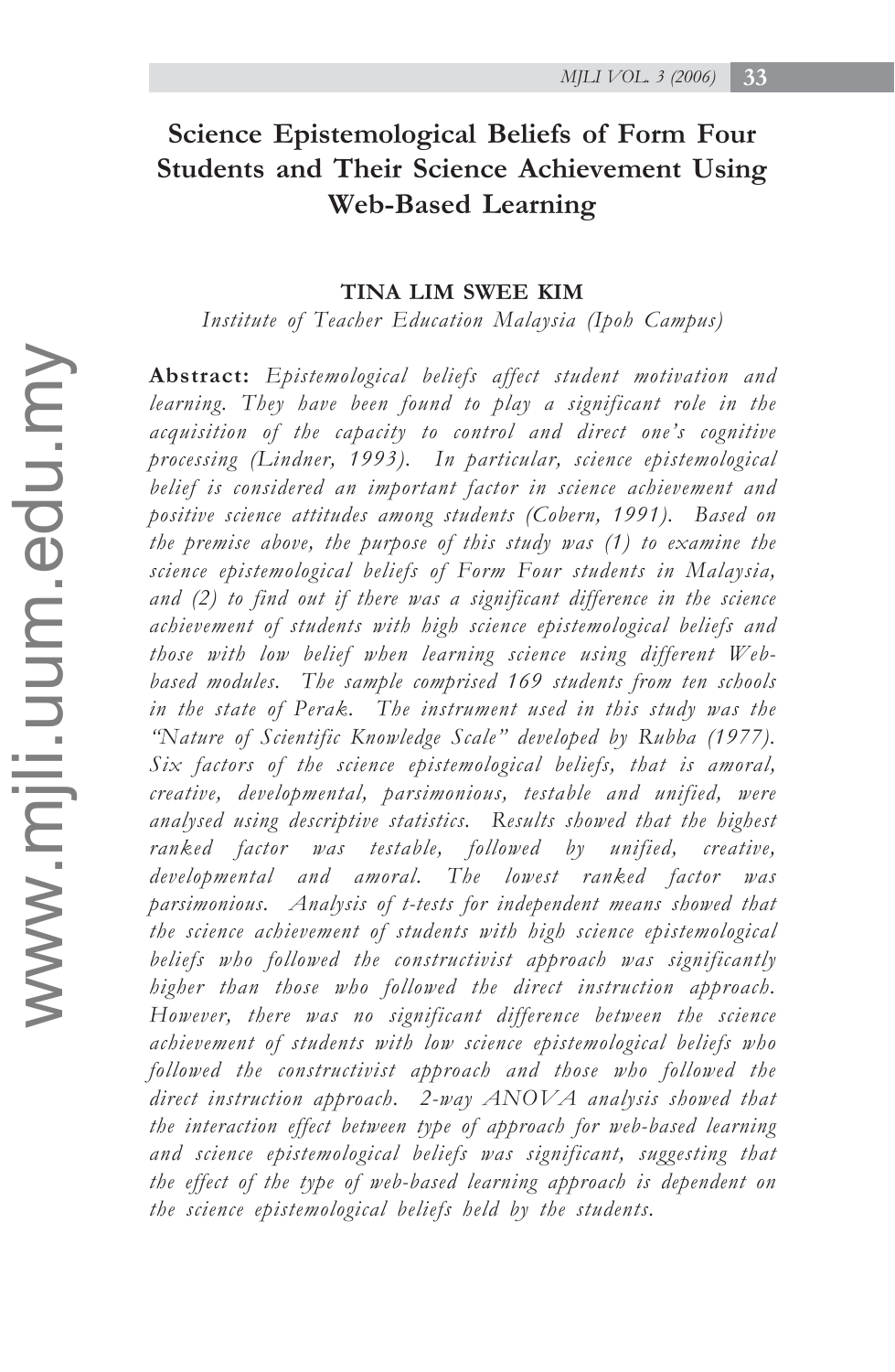# Science Epistemological Beliefs of Form Four Students and Their Science Achievement Using Web-Based Learning

**TINA LIM SWEE KIM**

*Institute of Teacher Education Malaysia (Ipoh Campus)*

**Abstract:** *Epistemological beliefs affect student motivation and learning. They have been found to play a significant role in the acquisition of the capacity to control and direct one's cognitive processing (Lindner, 1993). In particular, science epistemological belief is considered an important factor in science achievement and positive science attitudes among students (Cobern, 1991). Based on the premise above, the purpose of this study was (1) to examine the science epistemological beliefs of Form Four students in Malaysia, and (2) to find out if there was a significant difference in the science achievement of students with high science epistemological beliefs and those with low belief when learning science using different Web-based modules. The sample comprised 169 students from ten schools in the state of Perak. The instrument used in this study was the "Nature of Scientific Knowledge Scale" developed by Rubba (1977). Six factors of the science epistemological beliefs, that is amoral, creative, developmental, parsimonious, testable and unified, were analysed using descriptive statistics. Results showed that the highest ranked factor was testable, followed by unified, creative, developmental and amoral. The lowest ranked factor was parsimonious. Analysis of t-tests for independent means showed that the science achievement of students with high science epistemological beliefs who followed the constructivist approach was significantly higher than those who followed the direct instruction approach. However, there was no significant difference between the science achievement of students with low science epistemological beliefs who followed the constructivist approach and those who followed the direct instruction approach. 2-way ANOVA analysis showed that the interaction effect between type of approach for web-based learning and science epistemological beliefs was significant, suggesting that the effect of the type of web-based learning approach is dependent on the science epistemological beliefs held by the students.*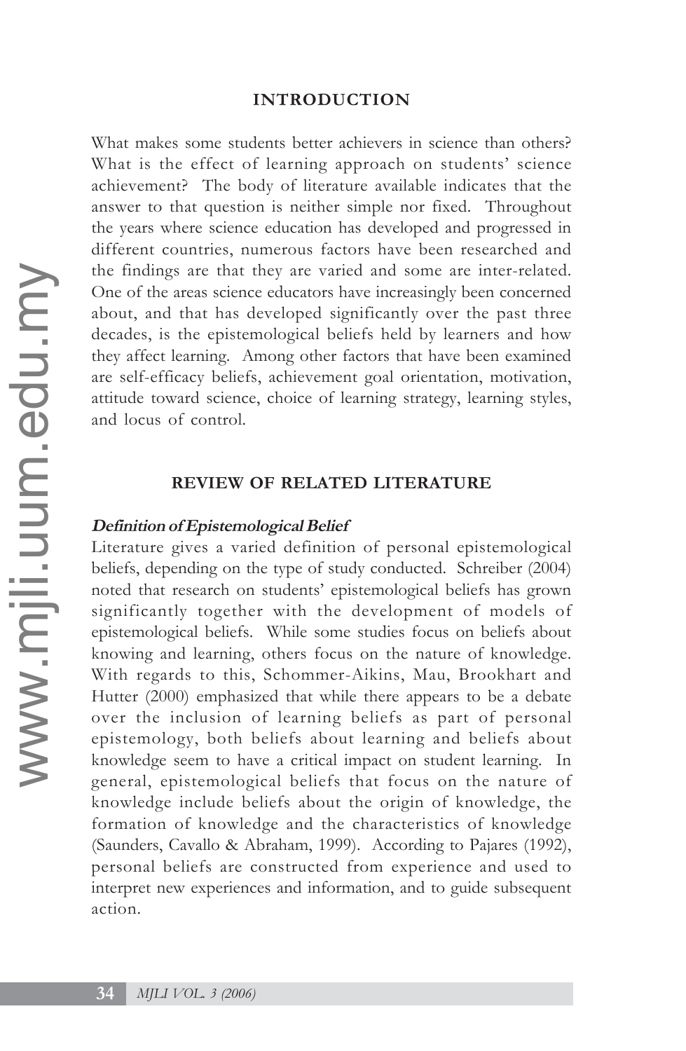## INTRODUCTION

What makes some students better achievers in science than others? What is the effect of learning approach on students' science achievement? The body of literature available indicates that the answer to that question is neither simple nor fixed. Throughout the years where science education has developed and progressed in different countries, numerous factors have been researched and the findings are that they are varied and some are inter-related. One of the areas science educators have increasingly been concerned about, and that has developed significantly over the past three decades, is the epistemological beliefs held by learners and how they affect learning. Among other factors that have been examined are self-efficacy beliefs, achievement goal orientation, motivation, attitude toward science, choice of learning strategy, learning styles, and locus of control.

## REVIEW OF RELATED LITERATURE

### *Definition of Epistemological Belief*

Literature gives a varied definition of personal epistemological beliefs, depending on the type of study conducted. Schreiber (2004) noted that research on students' epistemological beliefs has grown significantly together with the development of models of epistemological beliefs. While some studies focus on beliefs about knowing and learning, others focus on the nature of knowledge. With regards to this, Schommer-Aikins, Mau, Brookhart and Hutter (2000) emphasized that while there appears to be a debate over the inclusion of learning beliefs as part of personal epistemology, both beliefs about learning and beliefs about knowledge seem to have a critical impact on student learning. In general, epistemological beliefs that focus on the nature of knowledge include beliefs about the origin of knowledge, the formation of knowledge and the characteristics of knowledge (Saunders, Cavallo & Abraham, 1999). According to Pajares (1992), personal beliefs are constructed from experience and used to interpret new experiences and information, and to guide subsequent action.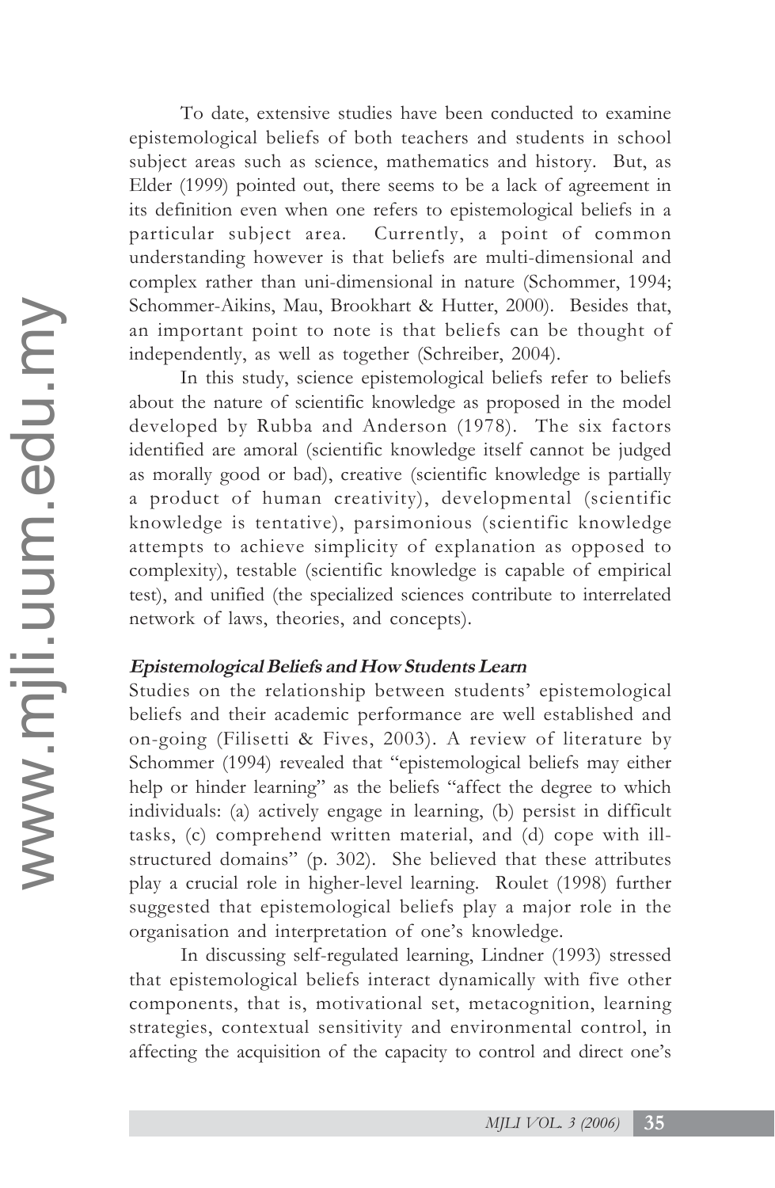To date, extensive studies have been conducted to examine epistemological beliefs of both teachers and students in school subject areas such as science, mathematics and history. But, as Elder (1999) pointed out, there seems to be a lack of agreement in its definition even when one refers to epistemological beliefs in a particular subject area. Currently, a point of common understanding however is that beliefs are multi-dimensional and complex rather than uni-dimensional in nature (Schommer, 1994; Schommer-Aikins, Mau, Brookhart & Hutter, 2000). Besides that, an important point to note is that beliefs can be thought of independently, as well as together (Schreiber, 2004).

In this study, science epistemological beliefs refer to beliefs about the nature of scientific knowledge as proposed in the model developed by Rubba and Anderson (1978). The six factors identified are amoral (scientific knowledge itself cannot be judged as morally good or bad), creative (scientific knowledge is partially a product of human creativity), developmental (scientific knowledge is tentative), parsimonious (scientific knowledge attempts to achieve simplicity of explanation as opposed to complexity), testable (scientific knowledge is capable of empirical test), and unified (the specialized sciences contribute to interrelated network of laws, theories, and concepts).

### *Epistemological Beliefs and How Students Learn*

Studies on the relationship between students' epistemological beliefs and their academic performance are well established and on-going (Filisetti & Fives, 2003). A review of literature by Schommer (1994) revealed that "epistemological beliefs may either help or hinder learning" as the beliefs "affect the degree to which individuals: (a) actively engage in learning, (b) persist in difficult tasks, (c) comprehend written material, and (d) cope with ill-structured domains" (p. 302). She believed that these attributes play a crucial role in higher-level learning. Roulet (1998) further suggested that epistemological beliefs play a major role in the organisation and interpretation of one's knowledge.

In discussing self-regulated learning, Lindner (1993) stressed that epistemological beliefs interact dynamically with five other components, that is, motivational set, metacognition, learning strategies, contextual sensitivity and environmental control, in affecting the acquisition of the capacity to control and direct one's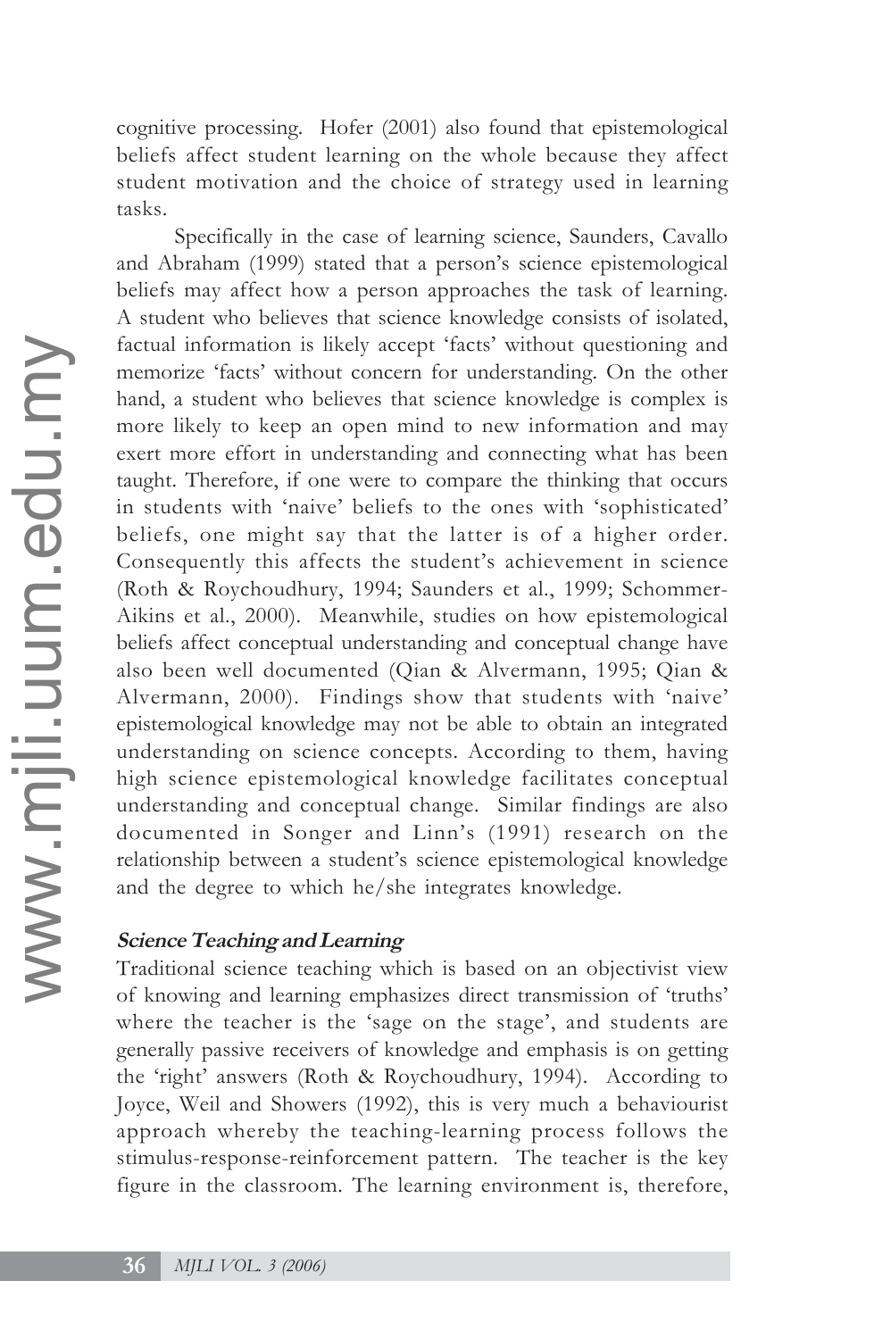cognitive processing. Hofer (2001) also found that epistemological beliefs affect student learning on the whole because they affect student motivation and the choice of strategy used in learning tasks.

Specifically in the case of learning science, Saunders, Cavallo and Abraham (1999) stated that a person's science epistemological beliefs may affect how a person approaches the task of learning. A student who believes that science knowledge consists of isolated, factual information is likely accept 'facts' without questioning and memorize 'facts' without concern for understanding. On the other hand, a student who believes that science knowledge is complex is more likely to keep an open mind to new information and may exert more effort in understanding and connecting what has been taught. Therefore, if one were to compare the thinking that occurs in students with 'naive' beliefs to the ones with 'sophisticated' beliefs, one might say that the latter is of a higher order. Consequently this affects the student's achievement in science (Roth & Roychoudhury, 1994; Saunders et al., 1999; Schommer-Aikins et al., 2000). Meanwhile, studies on how epistemological beliefs affect conceptual understanding and conceptual change have also been well documented (Qian & Alvermann, 1995; Qian & Alvermann, 2000). Findings show that students with 'naive' epistemological knowledge may not be able to obtain an integrated understanding on science concepts. According to them, having high science epistemological knowledge facilitates conceptual understanding and conceptual change. Similar findings are also documented in Songer and Linn's (1991) research on the relationship between a student's science epistemological knowledge and the degree to which he/she integrates knowledge.

### *Science Teaching and Learning*

Traditional science teaching which is based on an objectivist view of knowing and learning emphasizes direct transmission of 'truths' where the teacher is the 'sage on the stage', and students are generally passive receivers of knowledge and emphasis is on getting the 'right' answers (Roth & Roychoudhury, 1994). According to Joyce, Weil and Showers (1992), this is very much a behaviourist approach whereby the teaching-learning process follows the stimulus-response-reinforcement pattern. The teacher is the key figure in the classroom. The learning environment is, therefore,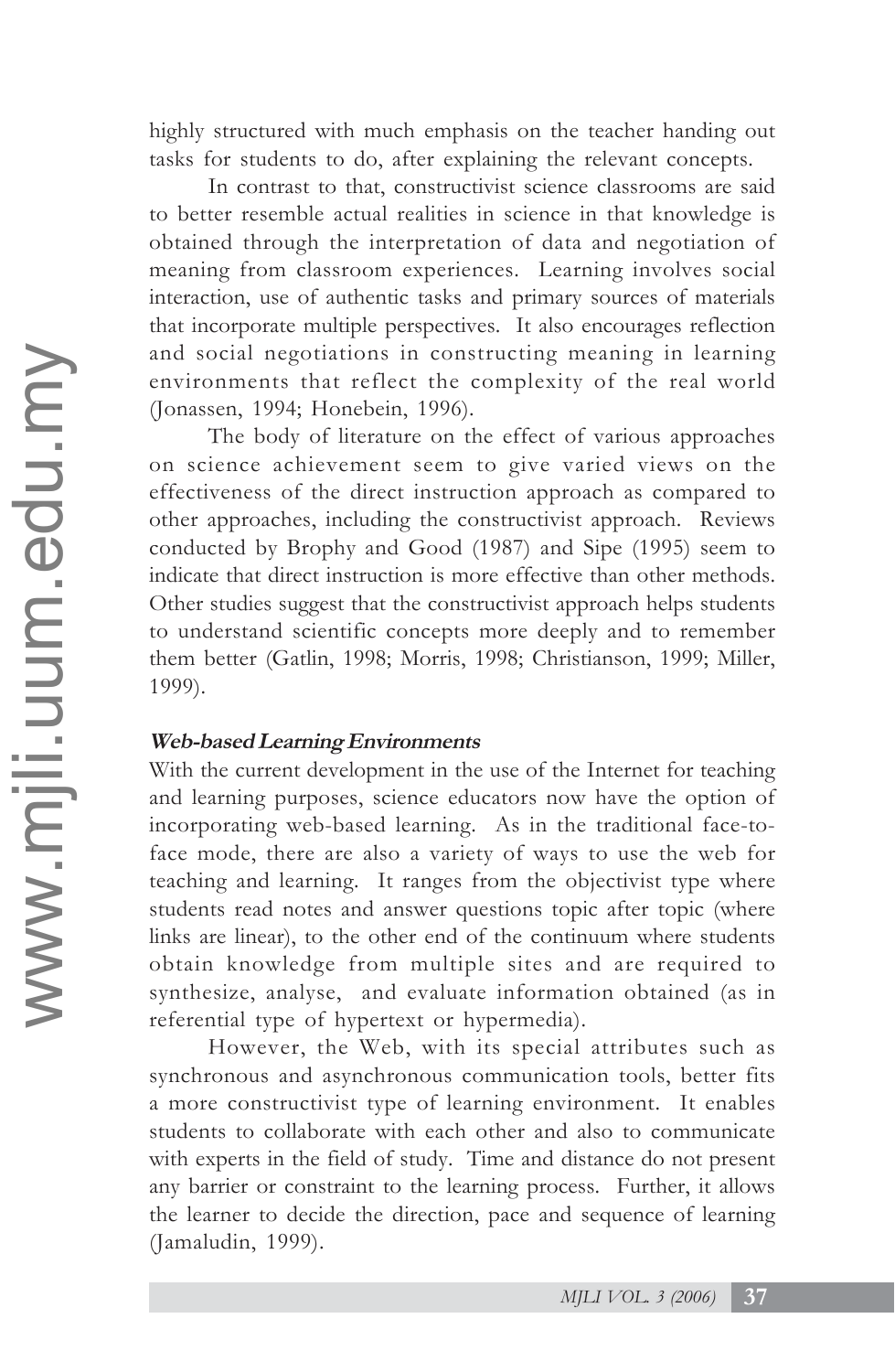highly structured with much emphasis on the teacher handing out tasks for students to do, after explaining the relevant concepts.

In contrast to that, constructivist science classrooms are said to better resemble actual realities in science in that knowledge is obtained through the interpretation of data and negotiation of meaning from classroom experiences. Learning involves social interaction, use of authentic tasks and primary sources of materials that incorporate multiple perspectives. It also encourages reflection and social negotiations in constructing meaning in learning environments that reflect the complexity of the real world (Jonassen, 1994; Honebein, 1996).

The body of literature on the effect of various approaches on science achievement seem to give varied views on the effectiveness of the direct instruction approach as compared to other approaches, including the constructivist approach. Reviews conducted by Brophy and Good (1987) and Sipe (1995) seem to indicate that direct instruction is more effective than other methods. Other studies suggest that the constructivist approach helps students to understand scientific concepts more deeply and to remember them better (Gatlin, 1998; Morris, 1998; Christianson, 1999; Miller, 1999).

### *Web-based Learning Environments*

With the current development in the use of the Internet for teaching and learning purposes, science educators now have the option of incorporating web-based learning. As in the traditional face-to-face mode, there are also a variety of ways to use the web for teaching and learning. It ranges from the objectivist type where students read notes and answer questions topic after topic (where links are linear), to the other end of the continuum where students obtain knowledge from multiple sites and are required to synthesize, analyse, and evaluate information obtained (as in referential type of hypertext or hypermedia).

However, the Web, with its special attributes such as synchronous and asynchronous communication tools, better fits a more constructivist type of learning environment. It enables students to collaborate with each other and also to communicate with experts in the field of study. Time and distance do not present any barrier or constraint to the learning process. Further, it allows the learner to decide the direction, pace and sequence of learning (Jamaludin, 1999).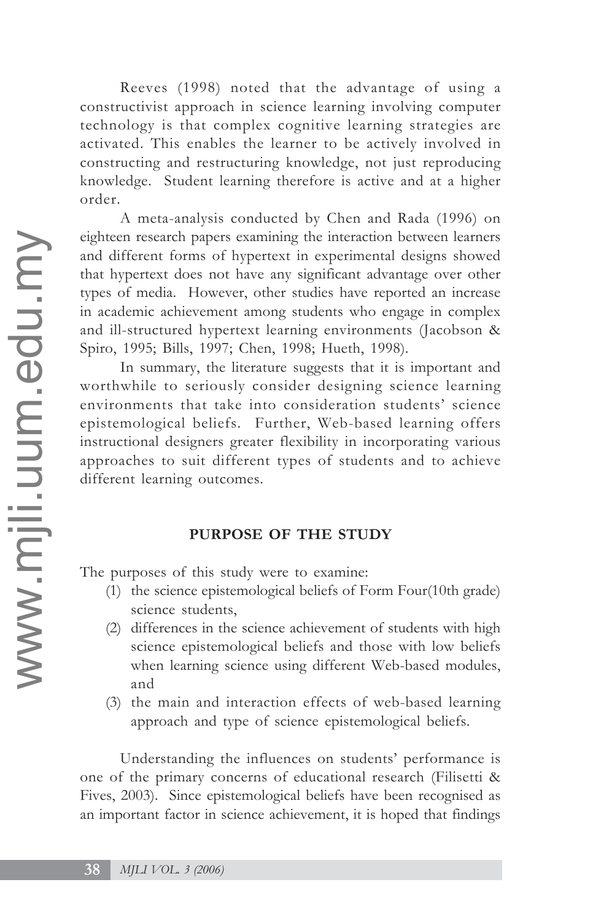Reeves (1998) noted that the advantage of using a constructivist approach in science learning involving computer technology is that complex cognitive learning strategies are activated. This enables the learner to be actively involved in constructing and restructuring knowledge, not just reproducing knowledge. Student learning therefore is active and at a higher order.

A meta-analysis conducted by Chen and Rada (1996) on eighteen research papers examining the interaction between learners and different forms of hypertext in experimental designs showed that hypertext does not have any significant advantage over other types of media. However, other studies have reported an increase in academic achievement among students who engage in complex and ill-structured hypertext learning environments (Jacobson & Spiro, 1995; Bills, 1997; Chen, 1998; Hueth, 1998).

In summary, the literature suggests that it is important and worthwhile to seriously consider designing science learning environments that take into consideration students' science epistemological beliefs. Further, Web-based learning offers instructional designers greater flexibility in incorporating various approaches to suit different types of students and to achieve different learning outcomes.

## PURPOSE OF THE STUDY

The purposes of this study were to examine:

(1) the science epistemological beliefs of Form Four(10th grade) science students,
(2) differences in the science achievement of students with high science epistemological beliefs and those with low beliefs when learning science using different Web-based modules, and
(3) the main and interaction effects of web-based learning approach and type of science epistemological beliefs.

Understanding the influences on students' performance is one of the primary concerns of educational research (Filisetti & Fives, 2003). Since epistemological beliefs have been recognised as an important factor in science achievement, it is hoped that findings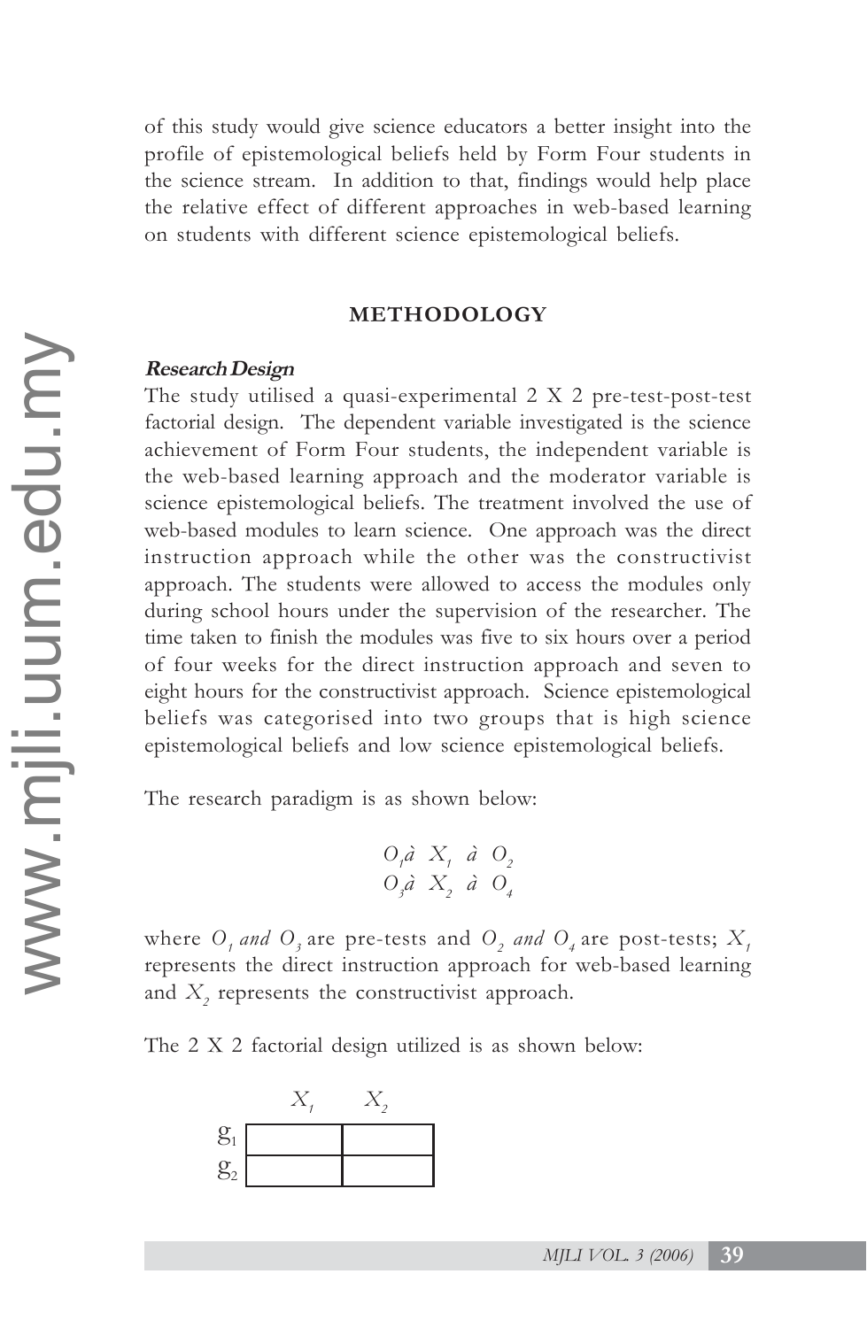of this study would give science educators a better insight into the profile of epistemological beliefs held by Form Four students in the science stream. In addition to that, findings would help place the relative effect of different approaches in web-based learning on students with different science epistemological beliefs.

## METHODOLOGY

### *Research Design*

The study utilised a quasi-experimental 2 X 2 pre-test-post-test factorial design. The dependent variable investigated is the science achievement of Form Four students, the independent variable is the web-based learning approach and the moderator variable is science epistemological beliefs. The treatment involved the use of web-based modules to learn science. One approach was the direct instruction approach while the other was the constructivist approach. The students were allowed to access the modules only during school hours under the supervision of the researcher. The time taken to finish the modules was five to six hours over a period of four weeks for the direct instruction approach and seven to eight hours for the constructivist approach. Science epistemological beliefs was categorised into two groups that is high science epistemological beliefs and low science epistemological beliefs.

The research paradigm is as shown below:

$$O_1 \rightarrow X_1 \rightarrow O_2$$
$$O_3 \rightarrow X_2 \rightarrow O_4$$

where $O_1$ *and* $O_3$ are pre-tests and $O_2$ *and* $O_4$ are post-tests; $X_1$ represents the direct instruction approach for web-based learning and $X_2$ represents the constructivist approach.

The 2 X 2 factorial design utilized is as shown below:

| | $X_1$ | $X_2$ |
|---|---|---|
| $g_1$ | | |
| $g_2$ | | |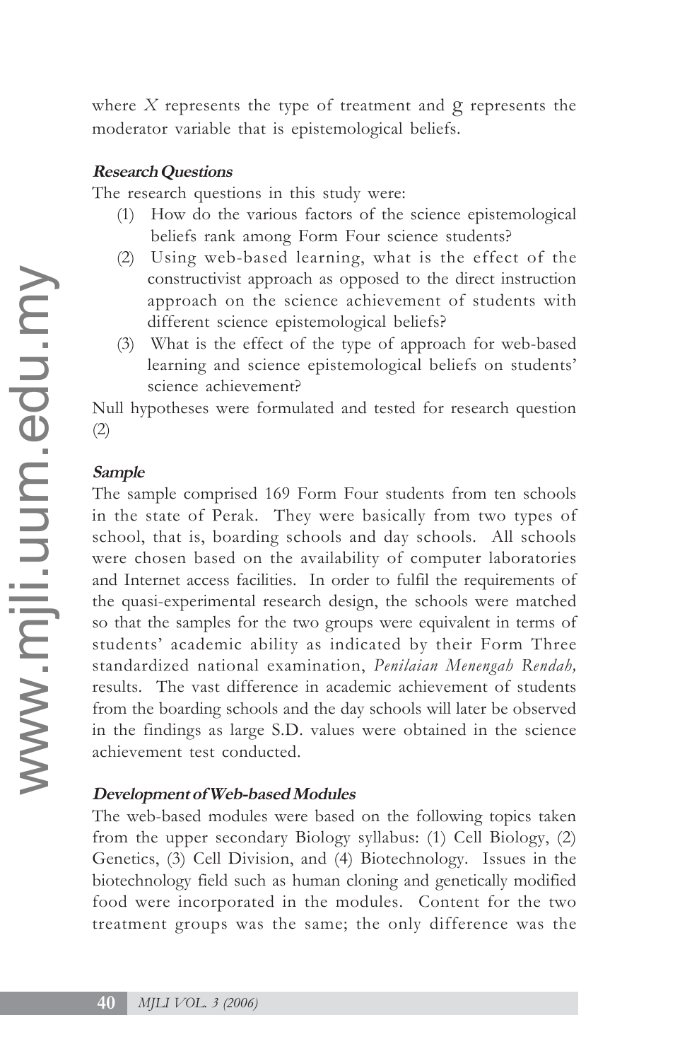where $X$ represents the type of treatment and $g$ represents the moderator variable that is epistemological beliefs.

### Research Questions

The research questions in this study were:

(1) How do the various factors of the science epistemological beliefs rank among Form Four science students?

(2) Using web-based learning, what is the effect of the constructivist approach as opposed to the direct instruction approach on the science achievement of students with different science epistemological beliefs?

(3) What is the effect of the type of approach for web-based learning and science epistemological beliefs on students' science achievement?

Null hypotheses were formulated and tested for research question (2)

### Sample

The sample comprised 169 Form Four students from ten schools in the state of Perak. They were basically from two types of school, that is, boarding schools and day schools. All schools were chosen based on the availability of computer laboratories and Internet access facilities. In order to fulfil the requirements of the quasi-experimental research design, the schools were matched so that the samples for the two groups were equivalent in terms of students' academic ability as indicated by their Form Three standardized national examination, *Penilaian Menengah Rendah,* results. The vast difference in academic achievement of students from the boarding schools and the day schools will later be observed in the findings as large S.D. values were obtained in the science achievement test conducted.

### Development of Web-based Modules

The web-based modules were based on the following topics taken from the upper secondary Biology syllabus: (1) Cell Biology, (2) Genetics, (3) Cell Division, and (4) Biotechnology. Issues in the biotechnology field such as human cloning and genetically modified food were incorporated in the modules. Content for the two treatment groups was the same; the only difference was the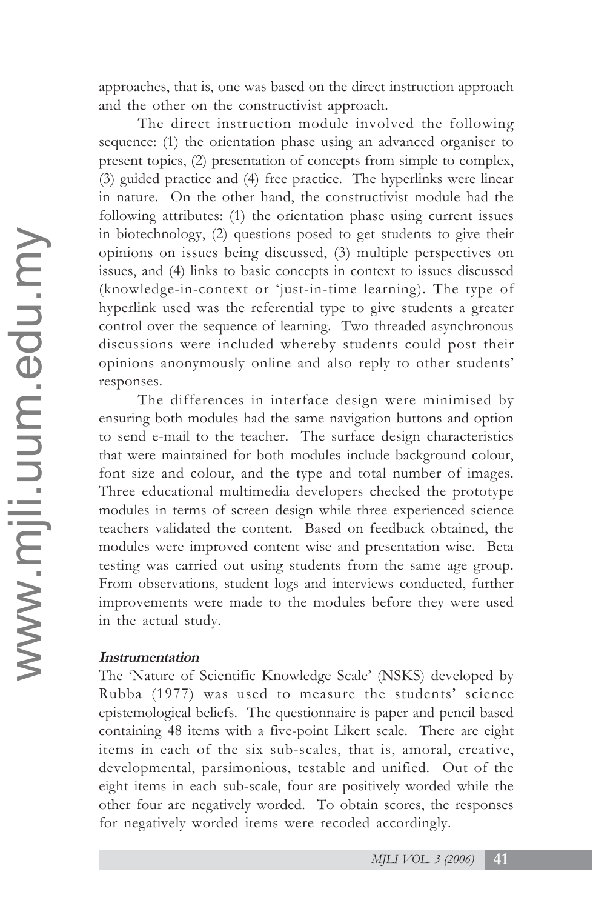approaches, that is, one was based on the direct instruction approach and the other on the constructivist approach.

The direct instruction module involved the following sequence: (1) the orientation phase using an advanced organiser to present topics, (2) presentation of concepts from simple to complex, (3) guided practice and (4) free practice. The hyperlinks were linear in nature. On the other hand, the constructivist module had the following attributes: (1) the orientation phase using current issues in biotechnology, (2) questions posed to get students to give their opinions on issues being discussed, (3) multiple perspectives on issues, and (4) links to basic concepts in context to issues discussed (knowledge-in-context or 'just-in-time learning). The type of hyperlink used was the referential type to give students a greater control over the sequence of learning. Two threaded asynchronous discussions were included whereby students could post their opinions anonymously online and also reply to other students' responses.

The differences in interface design were minimised by ensuring both modules had the same navigation buttons and option to send e-mail to the teacher. The surface design characteristics that were maintained for both modules include background colour, font size and colour, and the type and total number of images. Three educational multimedia developers checked the prototype modules in terms of screen design while three experienced science teachers validated the content. Based on feedback obtained, the modules were improved content wise and presentation wise. Beta testing was carried out using students from the same age group. From observations, student logs and interviews conducted, further improvements were made to the modules before they were used in the actual study.

#### *Instrumentation*

The 'Nature of Scientific Knowledge Scale' (NSKS) developed by Rubba (1977) was used to measure the students' science epistemological beliefs. The questionnaire is paper and pencil based containing 48 items with a five-point Likert scale. There are eight items in each of the six sub-scales, that is, amoral, creative, developmental, parsimonious, testable and unified. Out of the eight items in each sub-scale, four are positively worded while the other four are negatively worded. To obtain scores, the responses for negatively worded items were recoded accordingly.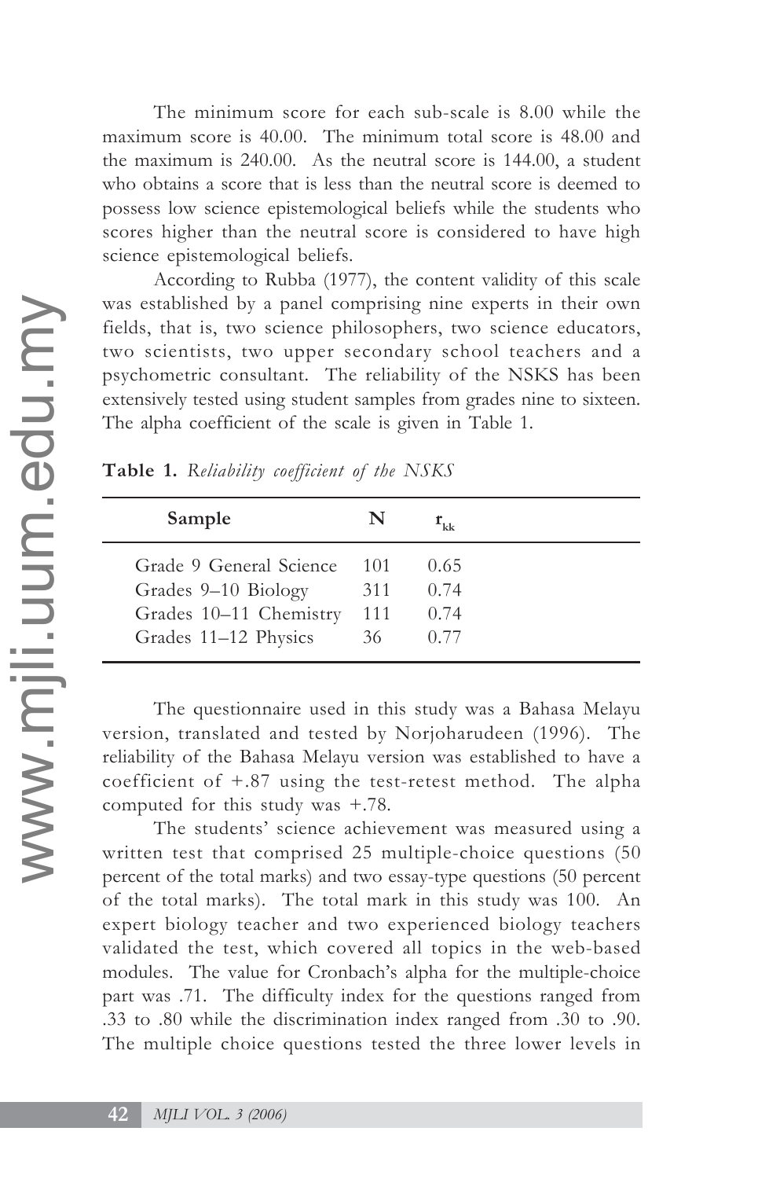The minimum score for each sub-scale is 8.00 while the maximum score is 40.00. The minimum total score is 48.00 and the maximum is 240.00. As the neutral score is 144.00, a student who obtains a score that is less than the neutral score is deemed to possess low science epistemological beliefs while the students who scores higher than the neutral score is considered to have high science epistemological beliefs.

According to Rubba (1977), the content validity of this scale was established by a panel comprising nine experts in their own fields, that is, two science philosophers, two science educators, two scientists, two upper secondary school teachers and a psychometric consultant. The reliability of the NSKS has been extensively tested using student samples from grades nine to sixteen. The alpha coefficient of the scale is given in Table 1.

**Table 1.** *Reliability coefficient of the NSKS*

| Sample | N | $r_{kk}$ |
|---|---|---|
| Grade 9 General Science | 101 | 0.65 |
| Grades 9–10 Biology | 311 | 0.74 |
| Grades 10–11 Chemistry | 111 | 0.74 |
| Grades 11–12 Physics | 36 | 0.77 |

The questionnaire used in this study was a Bahasa Melayu version, translated and tested by Norjoharudeen (1996). The reliability of the Bahasa Melayu version was established to have a coefficient of +.87 using the test-retest method. The alpha computed for this study was +.78.

The students' science achievement was measured using a written test that comprised 25 multiple-choice questions (50 percent of the total marks) and two essay-type questions (50 percent of the total marks). The total mark in this study was 100. An expert biology teacher and two experienced biology teachers validated the test, which covered all topics in the web-based modules. The value for Cronbach's alpha for the multiple-choice part was .71. The difficulty index for the questions ranged from .33 to .80 while the discrimination index ranged from .30 to .90. The multiple choice questions tested the three lower levels in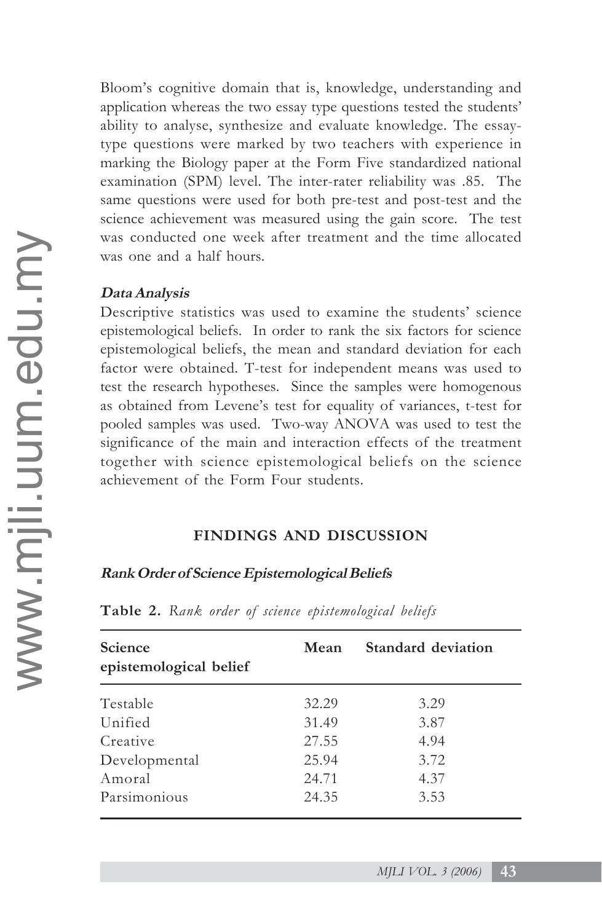Bloom's cognitive domain that is, knowledge, understanding and application whereas the two essay type questions tested the students' ability to analyse, synthesize and evaluate knowledge. The essay-type questions were marked by two teachers with experience in marking the Biology paper at the Form Five standardized national examination (SPM) level. The inter-rater reliability was .85. The same questions were used for both pre-test and post-test and the science achievement was measured using the gain score. The test was conducted one week after treatment and the time allocated was one and a half hours.

#### *Data Analysis*

Descriptive statistics was used to examine the students' science epistemological beliefs. In order to rank the six factors for science epistemological beliefs, the mean and standard deviation for each factor were obtained. T-test for independent means was used to test the research hypotheses. Since the samples were homogenous as obtained from Levene's test for equality of variances, t-test for pooled samples was used. Two-way ANOVA was used to test the significance of the main and interaction effects of the treatment together with science epistemological beliefs on the science achievement of the Form Four students.

## FINDINGS AND DISCUSSION

#### *Rank Order of Science Epistemological Beliefs*

**Table 2.** *Rank order of science epistemological beliefs*

| Science epistemological belief | Mean | Standard deviation |
|---|---|---|
| Testable | 32.29 | 3.29 |
| Unified | 31.49 | 3.87 |
| Creative | 27.55 | 4.94 |
| Developmental | 25.94 | 3.72 |
| Amoral | 24.71 | 4.37 |
| Parsimonious | 24.35 | 3.53 |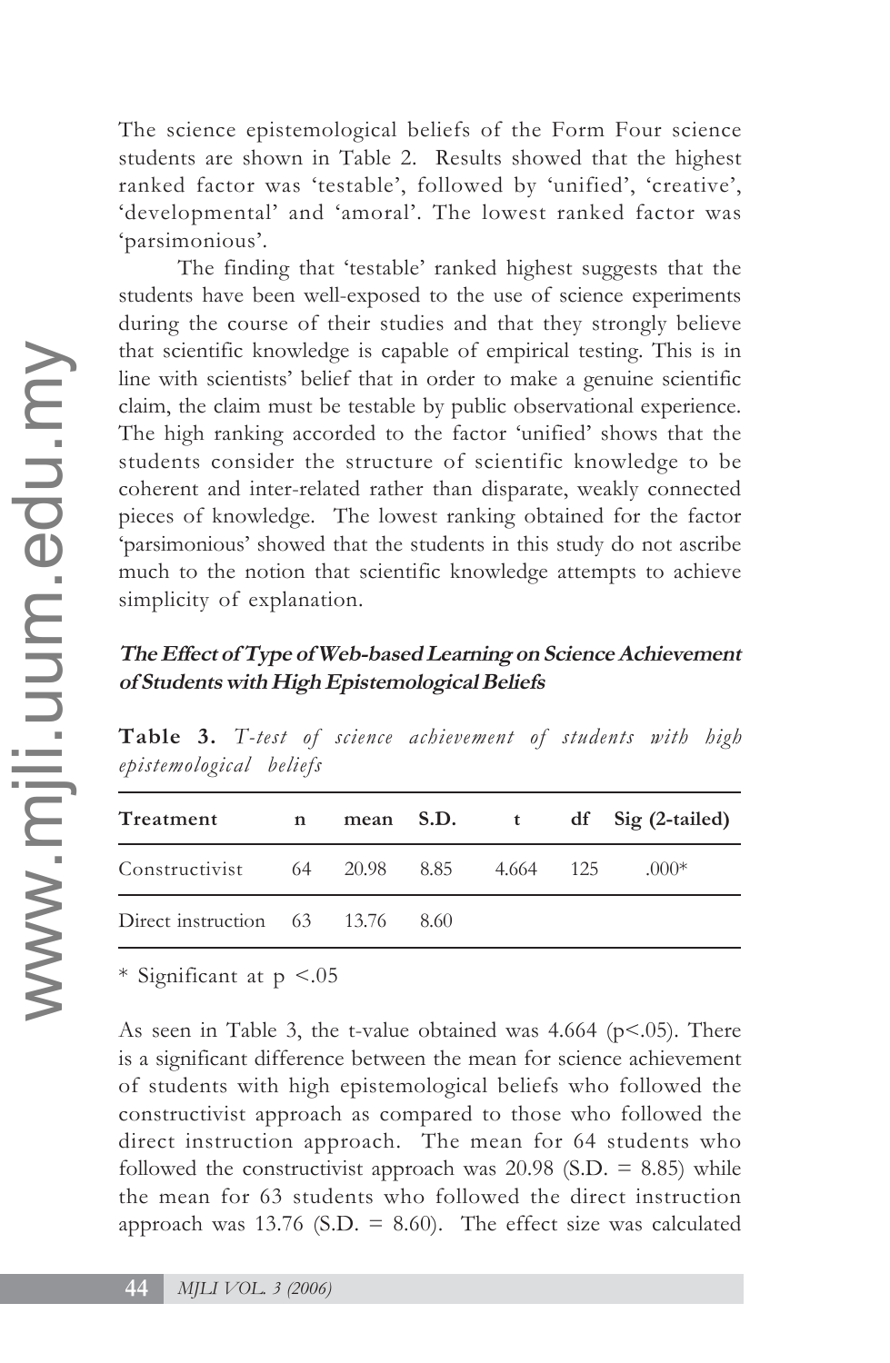The science epistemological beliefs of the Form Four science students are shown in Table 2. Results showed that the highest ranked factor was 'testable', followed by 'unified', 'creative', 'developmental' and 'amoral'. The lowest ranked factor was 'parsimonious'.

The finding that 'testable' ranked highest suggests that the students have been well-exposed to the use of science experiments during the course of their studies and that they strongly believe that scientific knowledge is capable of empirical testing. This is in line with scientists' belief that in order to make a genuine scientific claim, the claim must be testable by public observational experience. The high ranking accorded to the factor 'unified' shows that the students consider the structure of scientific knowledge to be coherent and inter-related rather than disparate, weakly connected pieces of knowledge. The lowest ranking obtained for the factor 'parsimonious' showed that the students in this study do not ascribe much to the notion that scientific knowledge attempts to achieve simplicity of explanation.

### *The Effect of Type of Web-based Learning on Science Achievement of Students with High Epistemological Beliefs*

**Table 3.** *T-test of science achievement of students with high epistemological beliefs*

| Treatment | n | mean | S.D. | t | df | Sig (2-tailed) |
|---|---|---|---|---|---|---|
| Constructivist | 64 | 20.98 | 8.85 | 4.664 | 125 | .000* |
| Direct instruction | 63 | 13.76 | 8.60 | | | |

\* Significant at $p < .05$

As seen in Table 3, the t-value obtained was 4.664 ($p < .05$). There is a significant difference between the mean for science achievement of students with high epistemological beliefs who followed the constructivist approach as compared to those who followed the direct instruction approach. The mean for 64 students who followed the constructivist approach was 20.98 (S.D. = 8.85) while the mean for 63 students who followed the direct instruction approach was 13.76 (S.D. = 8.60). The effect size was calculated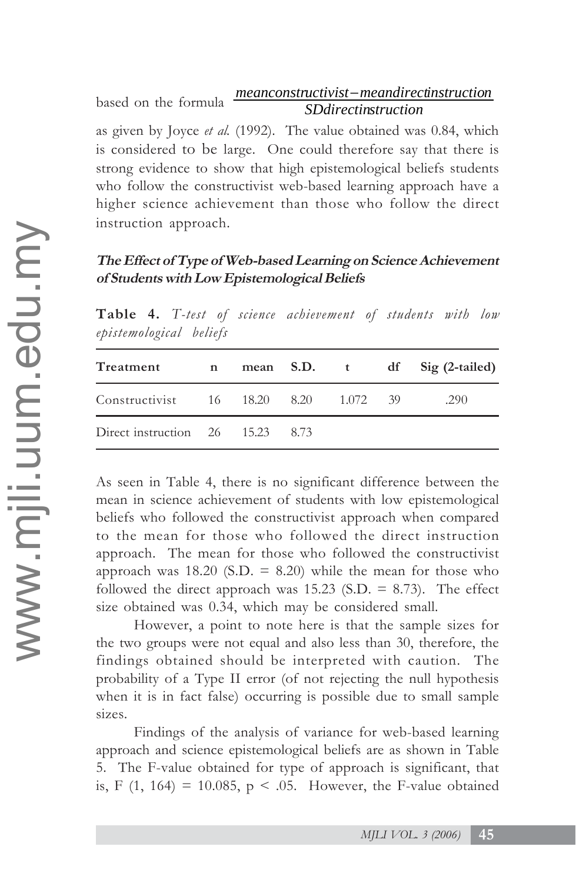based on the formula $\frac{meanconstructivist - meandirectinstruction}{SDdirectinstruction}$ as given by Joyce *et al.* (1992). The value obtained was 0.84, which is considered to be large. One could therefore say that there is strong evidence to show that high epistemological beliefs students who follow the constructivist web-based learning approach have a higher science achievement than those who follow the direct instruction approach.

### *The Effect of Type of Web-based Learning on Science Achievement of Students with Low Epistemological Beliefs*

**Table 4.** *T-test of science achievement of students with low epistemological beliefs*

| Treatment | n | mean | S.D. | t | df | Sig (2-tailed) |
|---|---|---|---|---|---|---|
| Constructivist | 16 | 18.20 | 8.20 | 1.072 | 39 | .290 |
| Direct instruction | 26 | 15.23 | 8.73 | | | |

As seen in Table 4, there is no significant difference between the mean in science achievement of students with low epistemological beliefs who followed the constructivist approach when compared to the mean for those who followed the direct instruction approach. The mean for those who followed the constructivist approach was 18.20 (S.D. = 8.20) while the mean for those who followed the direct approach was 15.23 (S.D. = 8.73). The effect size obtained was 0.34, which may be considered small.

However, a point to note here is that the sample sizes for the two groups were not equal and also less than 30, therefore, the findings obtained should be interpreted with caution. The probability of a Type II error (of not rejecting the null hypothesis when it is in fact false) occurring is possible due to small sample sizes.

Findings of the analysis of variance for web-based learning approach and science epistemological beliefs are as shown in Table 5. The F-value obtained for type of approach is significant, that is, $F(1, 164) = 10.085$, $p < .05$. However, the F-value obtained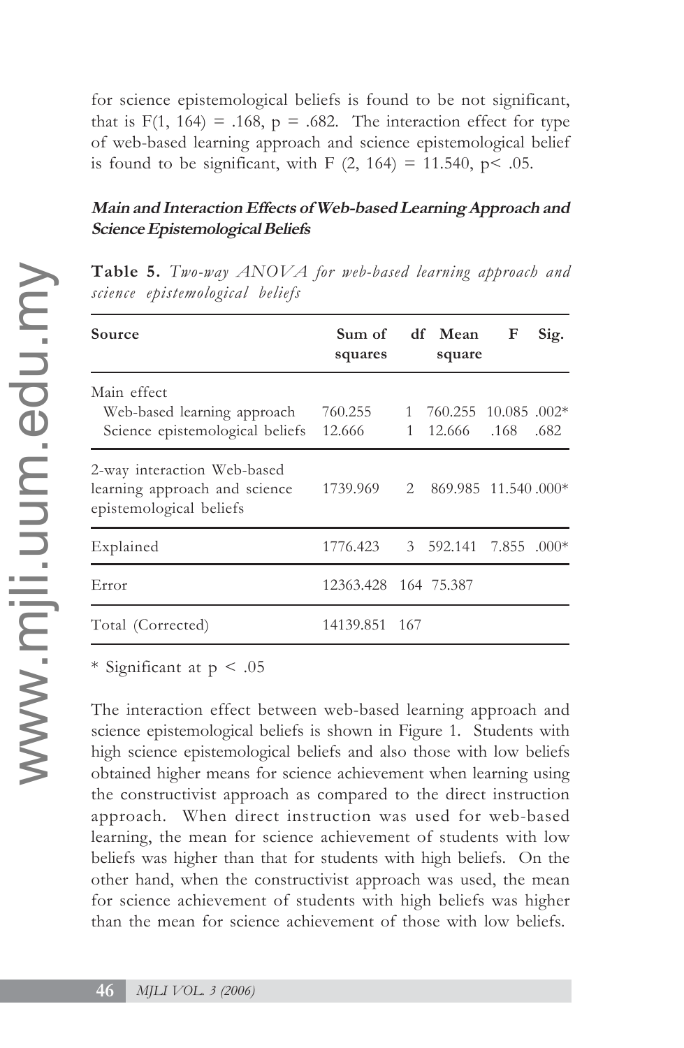for science epistemological beliefs is found to be not significant, that is $F(1, 164) = .168$, $p = .682$. The interaction effect for type of web-based learning approach and science epistemological belief is found to be significant, with $F(2, 164) = 11.540$, $p < .05$.

### *Main and Interaction Effects of Web-based Learning Approach and Science Epistemological Beliefs*

**Table 5.** *Two-way ANOVA for web-based learning approach and science epistemological beliefs*

| Source | Sum of squares | df | Mean square | F | Sig. |
|---|---|---|---|---|---|
| Main effect | | | | | |
| Web-based learning approach | 760.255 | 1 | 760.255 | 10.085 | .002* |
| Science epistemological beliefs | 12.666 | 1 | 12.666 | .168 | .682 |
| 2-way interaction Web-based learning approach and science epistemological beliefs | 1739.969 | 2 | 869.985 | 11.540 | .000* |
| Explained | 1776.423 | 3 | 592.141 | 7.855 | .000* |
| Error | 12363.428 | 164 | 75.387 | | |
| Total (Corrected) | 14139.851 | 167 | | | |

\* Significant at $p < .05$

The interaction effect between web-based learning approach and science epistemological beliefs is shown in Figure 1. Students with high science epistemological beliefs and also those with low beliefs obtained higher means for science achievement when learning using the constructivist approach as compared to the direct instruction approach. When direct instruction was used for web-based learning, the mean for science achievement of students with low beliefs was higher than that for students with high beliefs. On the other hand, when the constructivist approach was used, the mean for science achievement of students with high beliefs was higher than the mean for science achievement of those with low beliefs.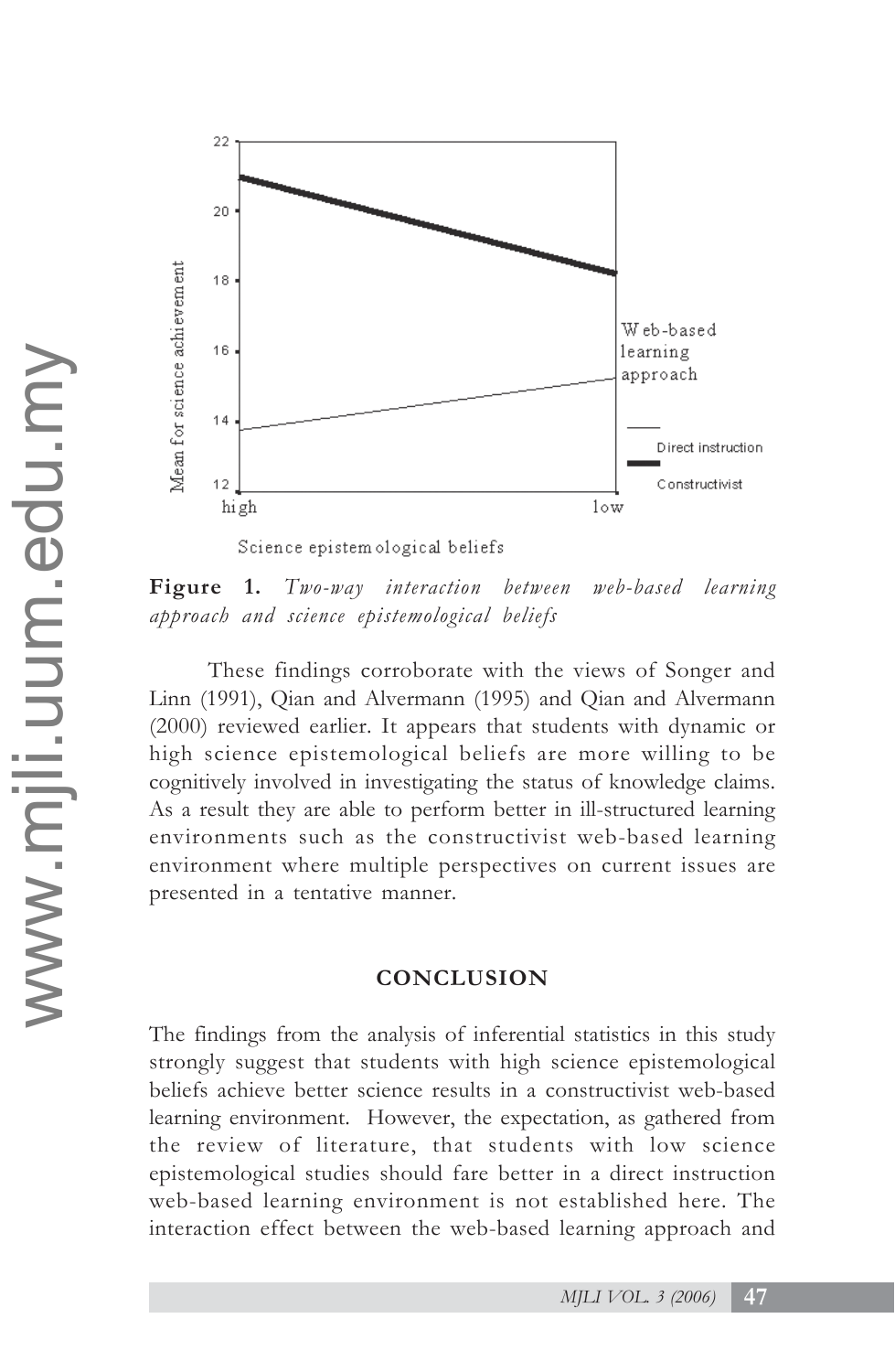**Figure 1.** *Two-way interaction between web-based learning approach and science epistemological beliefs*

These findings corroborate with the views of Songer and Linn (1991), Qian and Alvermann (1995) and Qian and Alvermann (2000) reviewed earlier. It appears that students with dynamic or high science epistemological beliefs are more willing to be cognitively involved in investigating the status of knowledge claims. As a result they are able to perform better in ill-structured learning environments such as the constructivist web-based learning environment where multiple perspectives on current issues are presented in a tentative manner.

## CONCLUSION

The findings from the analysis of inferential statistics in this study strongly suggest that students with high science epistemological beliefs achieve better science results in a constructivist web-based learning environment. However, the expectation, as gathered from the review of literature, that students with low science epistemological studies should fare better in a direct instruction web-based learning environment is not established here. The interaction effect between the web-based learning approach and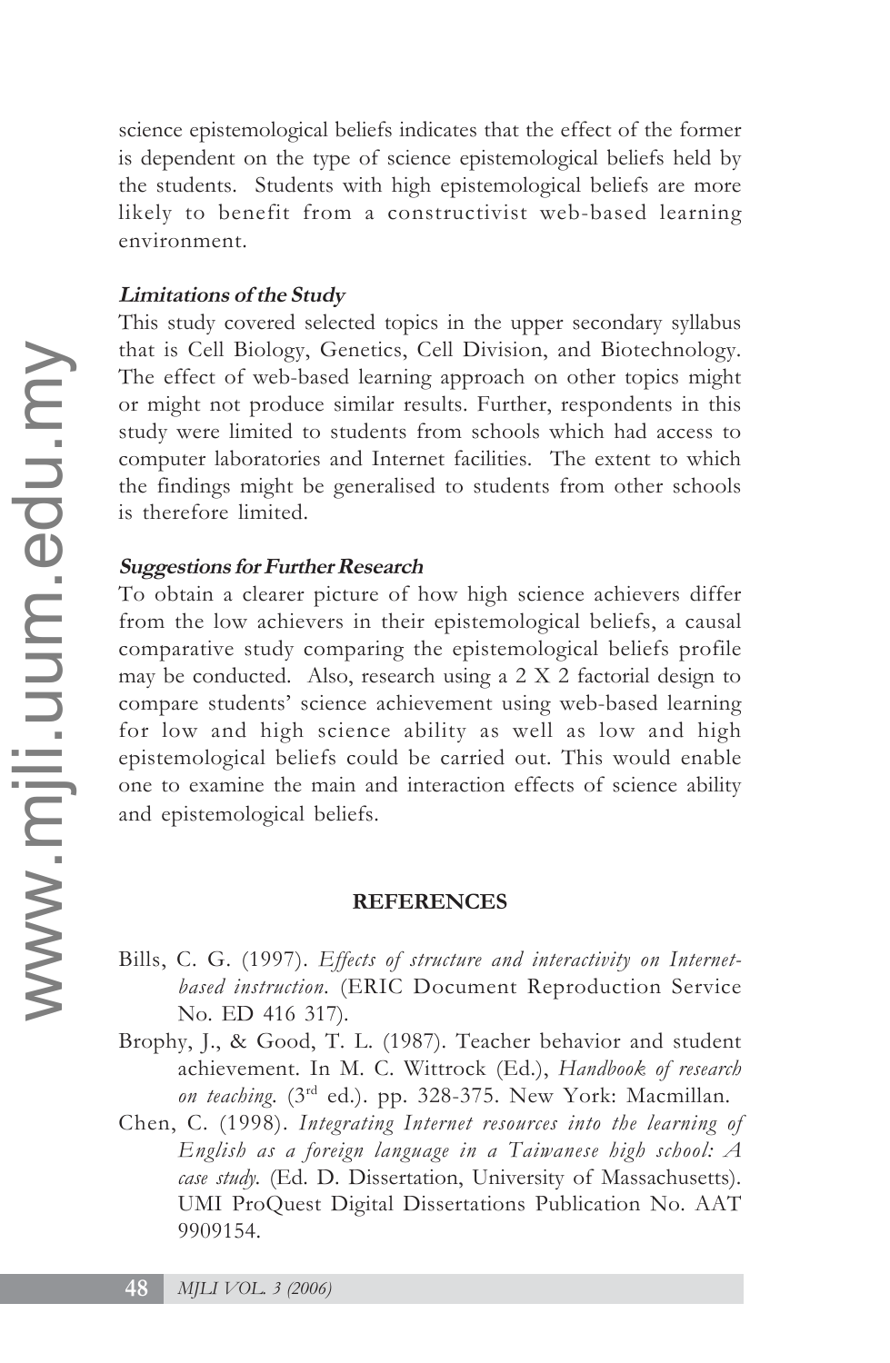science epistemological beliefs indicates that the effect of the former is dependent on the type of science epistemological beliefs held by the students. Students with high epistemological beliefs are more likely to benefit from a constructivist web-based learning environment.

### *Limitations of the Study*

This study covered selected topics in the upper secondary syllabus that is Cell Biology, Genetics, Cell Division, and Biotechnology. The effect of web-based learning approach on other topics might or might not produce similar results. Further, respondents in this study were limited to students from schools which had access to computer laboratories and Internet facilities. The extent to which the findings might be generalised to students from other schools is therefore limited.

### *Suggestions for Further Research*

To obtain a clearer picture of how high science achievers differ from the low achievers in their epistemological beliefs, a causal comparative study comparing the epistemological beliefs profile may be conducted. Also, research using a 2 X 2 factorial design to compare students' science achievement using web-based learning for low and high science ability as well as low and high epistemological beliefs could be carried out. This would enable one to examine the main and interaction effects of science ability and epistemological beliefs.

## REFERENCES

Bills, C. G. (1997). *Effects of structure and interactivity on Internet-based instruction*. (ERIC Document Reproduction Service No. ED 416 317).

Brophy, J., & Good, T. L. (1987). Teacher behavior and student achievement. In M. C. Wittrock (Ed.), *Handbook of research on teaching*. (3rd ed.). pp. 328-375. New York: Macmillan.

Chen, C. (1998). *Integrating Internet resources into the learning of English as a foreign language in a Taiwanese high school: A case study*. (Ed. D. Dissertation, University of Massachusetts). UMI ProQuest Digital Dissertations Publication No. AAT 9909154.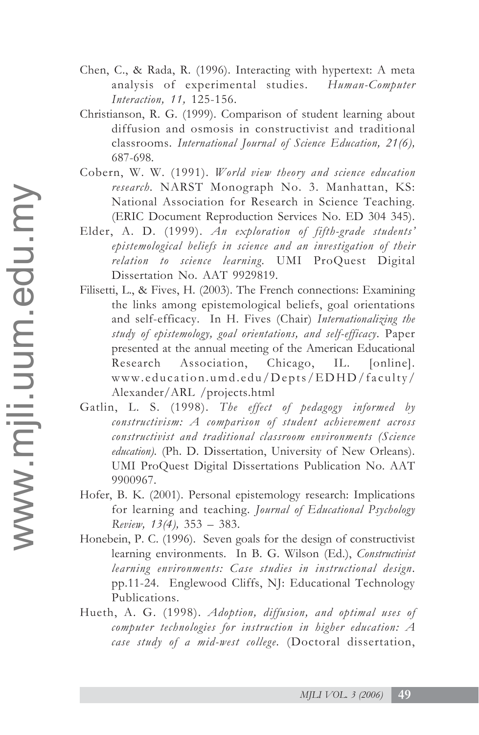Chen, C., & Rada, R. (1996). Interacting with hypertext: A meta analysis of experimental studies. *Human-Computer Interaction, 11,* 125-156.

Christianson, R. G. (1999). Comparison of student learning about diffusion and osmosis in constructivist and traditional classrooms. *International Journal of Science Education, 21(6),* 687-698.

Cobern, W. W. (1991). *World view theory and science education research.* NARST Monograph No. 3. Manhattan, KS: National Association for Research in Science Teaching. (ERIC Document Reproduction Services No. ED 304 345).

Elder, A. D. (1999). *An exploration of fifth-grade students' epistemological beliefs in science and an investigation of their relation to science learning.* UMI ProQuest Digital Dissertation No. AAT 9929819.

Filisetti, L., & Fives, H. (2003). The French connections: Examining the links among epistemological beliefs, goal orientations and self-efficacy. In H. Fives (Chair) *Internationalizing the study of epistemology, goal orientations, and self-efficacy*. Paper presented at the annual meeting of the American Educational Research Association, Chicago, IL. [online]. www.education.umd.edu/Depts/EDHD/faculty/Alexander/ARL /projects.html

Gatlin, L. S. (1998). *The effect of pedagogy informed by constructivism: A comparison of student achievement across constructivist and traditional classroom environments (Science education).* (Ph. D. Dissertation, University of New Orleans). UMI ProQuest Digital Dissertations Publication No. AAT 9900967.

Hofer, B. K. (2001). Personal epistemology research: Implications for learning and teaching. *Journal of Educational Psychology Review, 13(4),* 353 – 383.

Honebein, P. C. (1996). Seven goals for the design of constructivist learning environments. In B. G. Wilson (Ed.), *Constructivist learning environments: Case studies in instructional design*. pp.11-24. Englewood Cliffs, NJ: Educational Technology Publications.

Hueth, A. G. (1998). *Adoption, diffusion, and optimal uses of computer technologies for instruction in higher education: A case study of a mid-west college.* (Doctoral dissertation,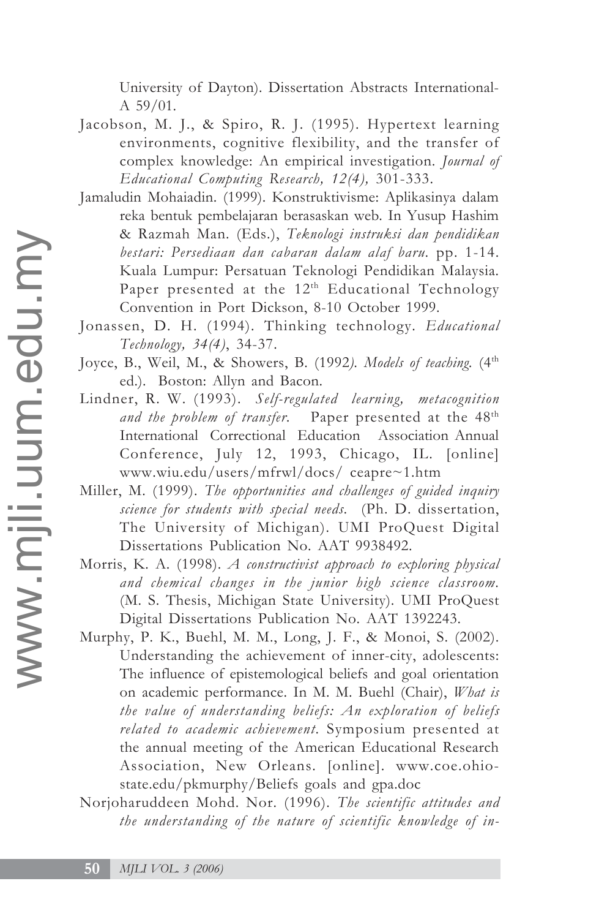University of Dayton). Dissertation Abstracts International-A 59/01.

Jacobson, M. J., & Spiro, R. J. (1995). Hypertext learning environments, cognitive flexibility, and the transfer of complex knowledge: An empirical investigation. *Journal of Educational Computing Research, 12(4),* 301-333.

Jamaludin Mohaiadin. (1999). Konstruktivisme: Aplikasinya dalam reka bentuk pembelajaran berasaskan web. In Yusup Hashim & Razmah Man. (Eds.), *Teknologi instruksi dan pendidikan bestari: Persediaan dan cabaran dalam alaf baru.* pp. 1-14. Kuala Lumpur: Persatuan Teknologi Pendidikan Malaysia. Paper presented at the 12th Educational Technology Convention in Port Dickson, 8-10 October 1999.

Jonassen, D. H. (1994). Thinking technology. *Educational Technology, 34(4)*, 34-37.

Joyce, B., Weil, M., & Showers, B. (1992). *Models of teaching.* (4th ed.). Boston: Allyn and Bacon.

Lindner, R. W. (1993). *Self-regulated learning, metacognition and the problem of transfer.* Paper presented at the 48th International Correctional Education Association Annual Conference, July 12, 1993, Chicago, IL. [online] www.wiu.edu/users/mfrwl/docs/ ceapre~1.htm

Miller, M. (1999). *The opportunities and challenges of guided inquiry science for students with special needs.* (Ph. D. dissertation, The University of Michigan). UMI ProQuest Digital Dissertations Publication No. AAT 9938492.

Morris, K. A. (1998). *A constructivist approach to exploring physical and chemical changes in the junior high science classroom.* (M. S. Thesis, Michigan State University). UMI ProQuest Digital Dissertations Publication No. AAT 1392243.

Murphy, P. K., Buehl, M. M., Long, J. F., & Monoi, S. (2002). Understanding the achievement of inner-city, adolescents: The influence of epistemological beliefs and goal orientation on academic performance. In M. M. Buehl (Chair), *What is the value of understanding beliefs: An exploration of beliefs related to academic achievement.* Symposium presented at the annual meeting of the American Educational Research Association, New Orleans. [online]. www.coe.ohio-state.edu/pkmurphy/Beliefs goals and gpa.doc

Norjoharuddeen Mohd. Nor. (1996). *The scientific attitudes and the understanding of the nature of scientific knowledge of in-*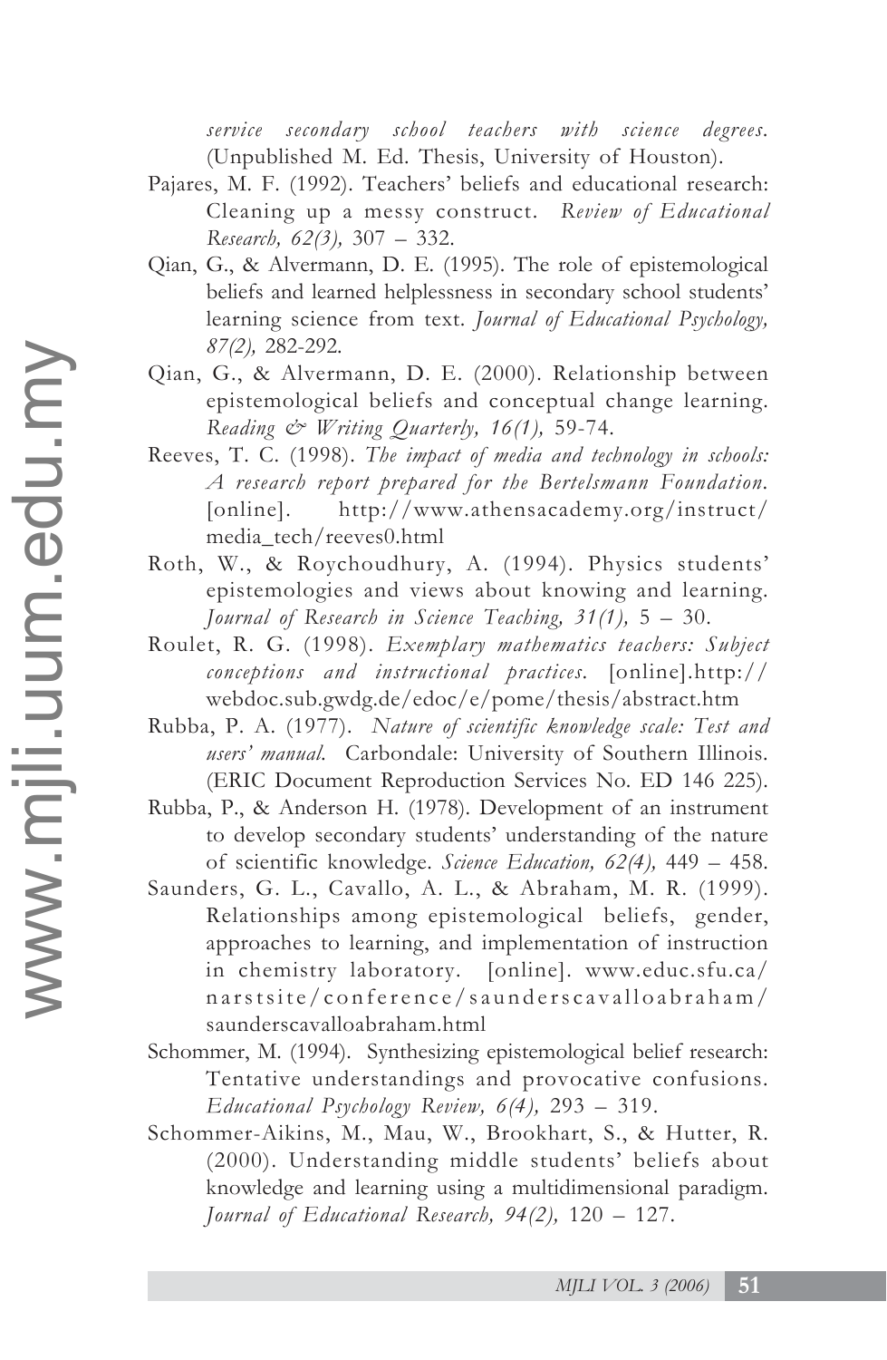*service secondary school teachers with science degrees.* (Unpublished M. Ed. Thesis, University of Houston).

Pajares, M. F. (1992). Teachers' beliefs and educational research: Cleaning up a messy construct. *Review of Educational Research, 62(3),* 307 – 332.

Qian, G., & Alvermann, D. E. (1995). The role of epistemological beliefs and learned helplessness in secondary school students' learning science from text. *Journal of Educational Psychology, 87(2),* 282-292.

Qian, G., & Alvermann, D. E. (2000). Relationship between epistemological beliefs and conceptual change learning. *Reading & Writing Quarterly, 16(1),* 59-74.

Reeves, T. C. (1998). *The impact of media and technology in schools: A research report prepared for the Bertelsmann Foundation.* [online]. http://www.athensacademy.org/instruct/media_tech/reeves0.html

Roth, W., & Roychoudhury, A. (1994). Physics students' epistemologies and views about knowing and learning. *Journal of Research in Science Teaching, 31(1),* 5 – 30.

Roulet, R. G. (1998). *Exemplary mathematics teachers: Subject conceptions and instructional practices.* [online].http://webdoc.sub.gwdg.de/edoc/e/pome/thesis/abstract.htm

Rubba, P. A. (1977). *Nature of scientific knowledge scale: Test and users' manual.* Carbondale: University of Southern Illinois. (ERIC Document Reproduction Services No. ED 146 225).

Rubba, P., & Anderson H. (1978). Development of an instrument to develop secondary students' understanding of the nature of scientific knowledge. *Science Education, 62(4),* 449 – 458.

Saunders, G. L., Cavallo, A. L., & Abraham, M. R. (1999). Relationships among epistemological beliefs, gender, approaches to learning, and implementation of instruction in chemistry laboratory. [online]. www.educ.sfu.ca/narstsite/conference/saunderscavalloabraham/saunderscavalloabraham.html

Schommer, M. (1994). Synthesizing epistemological belief research: Tentative understandings and provocative confusions. *Educational Psychology Review, 6(4),* 293 – 319.

Schommer-Aikins, M., Mau, W., Brookhart, S., & Hutter, R. (2000). Understanding middle students' beliefs about knowledge and learning using a multidimensional paradigm. *Journal of Educational Research, 94(2),* 120 – 127.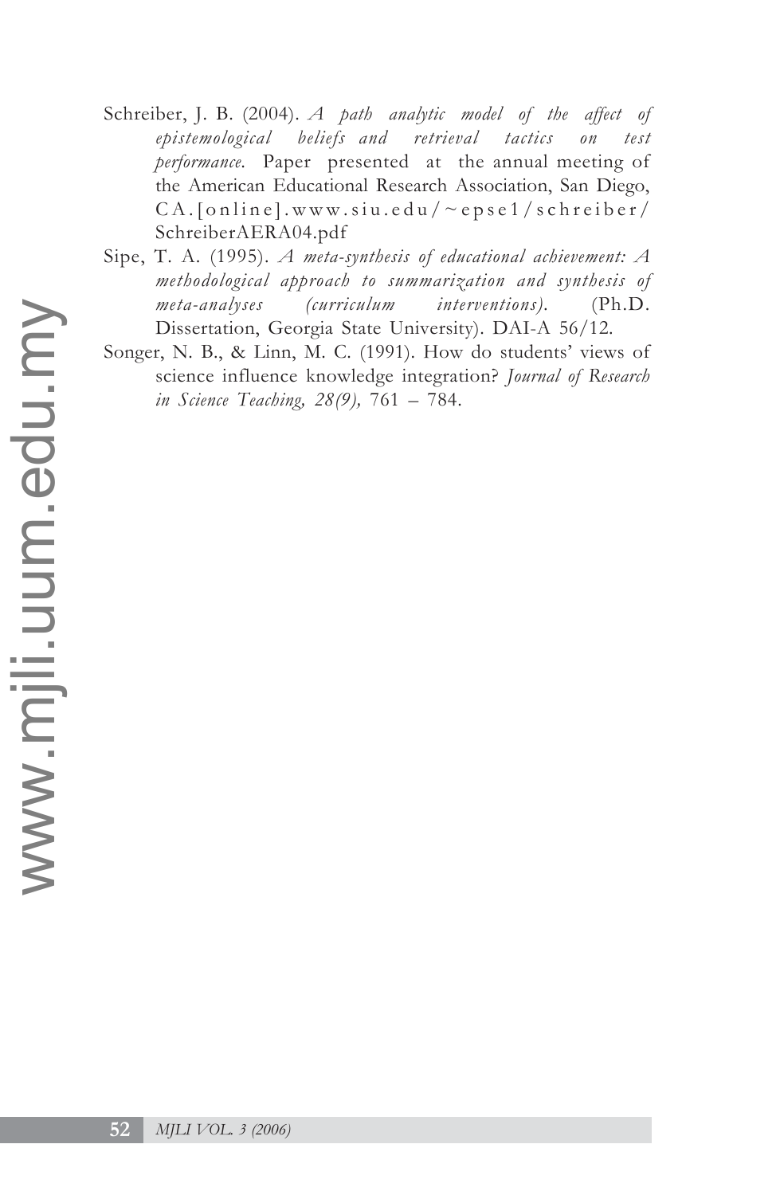Schreiber, J. B. (2004). *A path analytic model of the affect of epistemological beliefs and retrieval tactics on test performance.* Paper presented at the annual meeting of the American Educational Research Association, San Diego, CA.[online].www.siu.edu/~epse1/schreiber/SchreiberAERA04.pdf

Sipe, T. A. (1995). *A meta-synthesis of educational achievement: A methodological approach to summarization and synthesis of meta-analyses (curriculum interventions).* (Ph.D. Dissertation, Georgia State University). DAI-A 56/12.

Songer, N. B., & Linn, M. C. (1991). How do students' views of science influence knowledge integration? *Journal of Research in Science Teaching, 28(9),* 761 – 784.